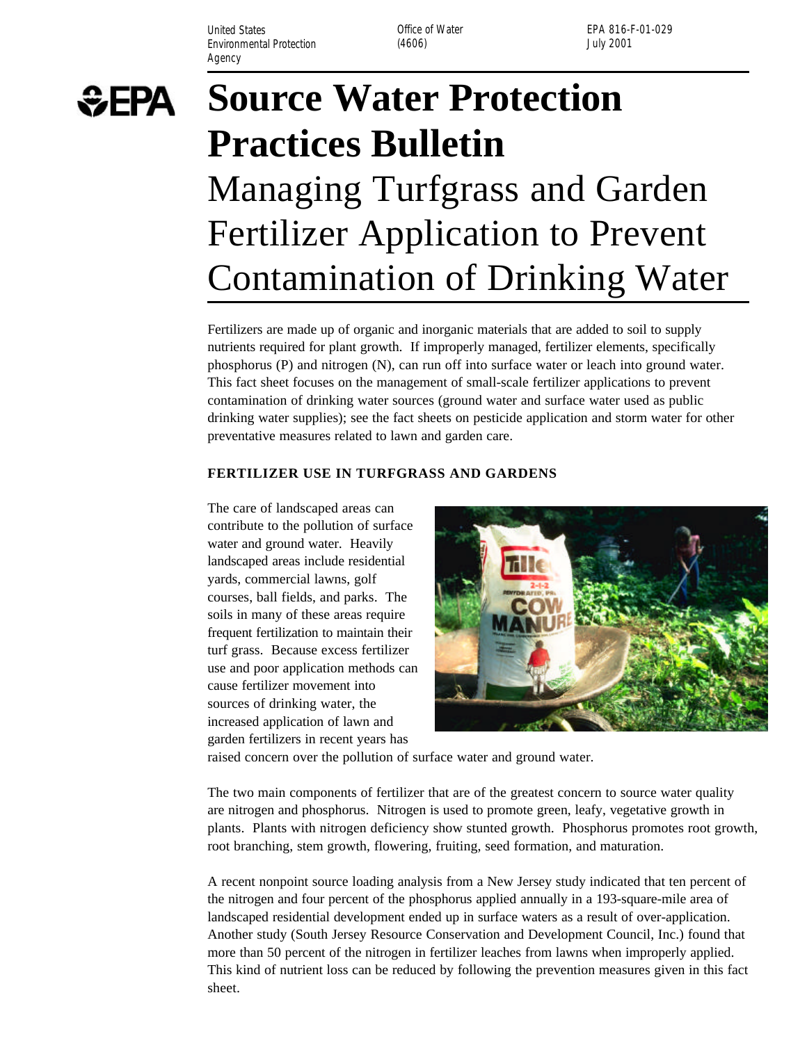United States Environmental Protection Agency | Office of Water (4606) | EPA 816-F-01-029 July 2001

# Source Water Protection Practices Bulletin

## Managing Turfgrass and Garden Fertilizer Application to Prevent Contamination of Drinking Water

Fertilizers are made up of organic and inorganic materials that are added to soil to supply nutrients required for plant growth. If improperly managed, fertilizer elements, specifically phosphorus (P) and nitrogen (N), can run off into surface water or leach into ground water. This fact sheet focuses on the management of small-scale fertilizer applications to prevent contamination of drinking water sources (ground water and surface water used as public drinking water supplies); see the fact sheets on pesticide application and storm water for other preventative measures related to lawn and garden care.

### FERTILIZER USE IN TURFGRASS AND GARDENS

The care of landscaped areas can contribute to the pollution of surface water and ground water. Heavily landscaped areas include residential yards, commercial lawns, golf courses, ball fields, and parks. The soils in many of these areas require frequent fertilization to maintain their turf grass. Because excess fertilizer use and poor application methods can cause fertilizer movement into sources of drinking water, the increased application of lawn and garden fertilizers in recent years has raised concern over the pollution of surface water and ground water.

The two main components of fertilizer that are of the greatest concern to source water quality are nitrogen and phosphorus. Nitrogen is used to promote green, leafy, vegetative growth in plants. Plants with nitrogen deficiency show stunted growth. Phosphorus promotes root growth, root branching, stem growth, flowering, fruiting, seed formation, and maturation.

A recent nonpoint source loading analysis from a New Jersey study indicated that ten percent of the nitrogen and four percent of the phosphorus applied annually in a 193-square-mile area of landscaped residential development ended up in surface waters as a result of over-application. Another study (South Jersey Resource Conservation and Development Council, Inc.) found that more than 50 percent of the nitrogen in fertilizer leaches from lawns when improperly applied. This kind of nutrient loss can be reduced by following the prevention measures given in this fact sheet.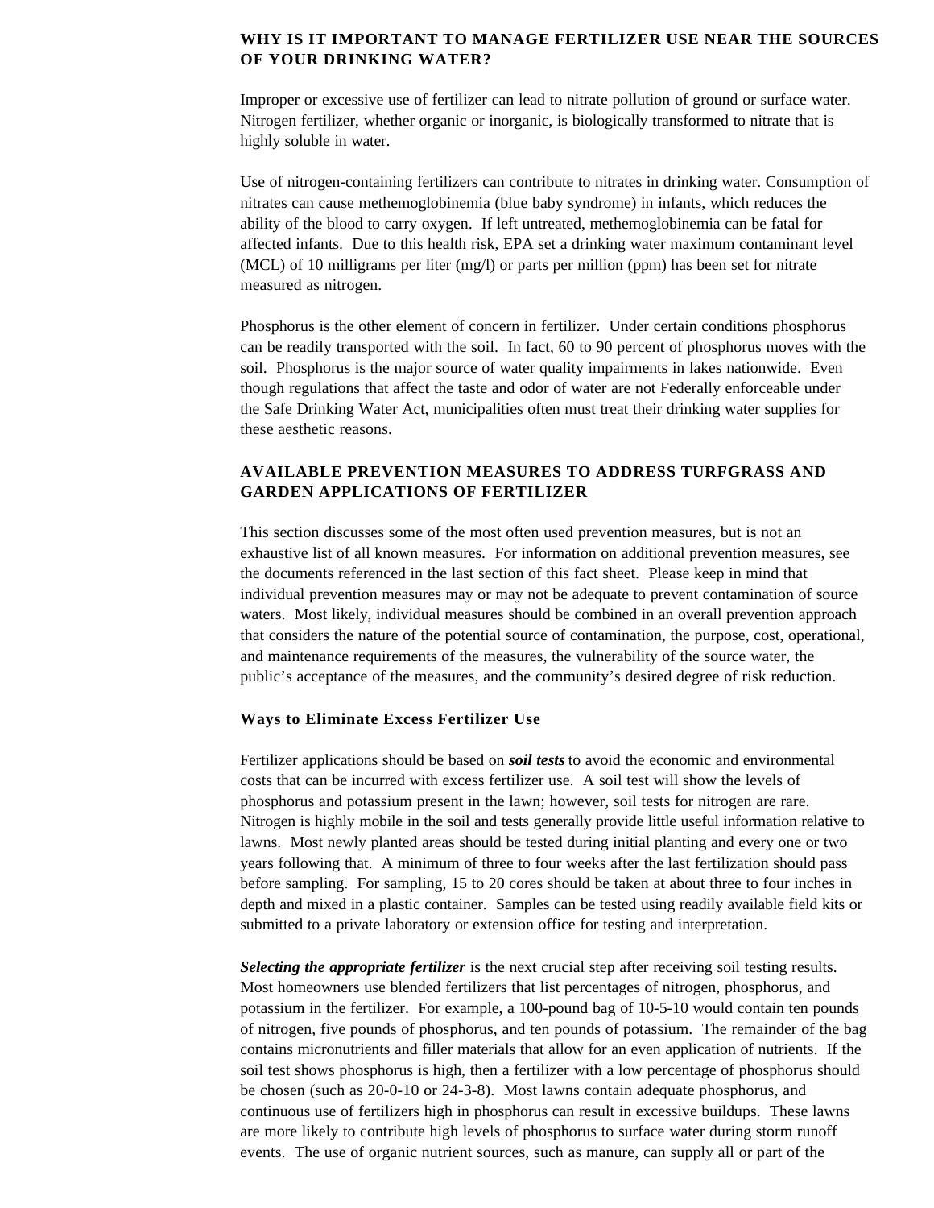## WHY IS IT IMPORTANT TO MANAGE FERTILIZER USE NEAR THE SOURCES OF YOUR DRINKING WATER?

Improper or excessive use of fertilizer can lead to nitrate pollution of ground or surface water. Nitrogen fertilizer, whether organic or inorganic, is biologically transformed to nitrate that is highly soluble in water.

Use of nitrogen-containing fertilizers can contribute to nitrates in drinking water. Consumption of nitrates can cause methemoglobinemia (blue baby syndrome) in infants, which reduces the ability of the blood to carry oxygen. If left untreated, methemoglobinemia can be fatal for affected infants. Due to this health risk, EPA set a drinking water maximum contaminant level (MCL) of 10 milligrams per liter (mg/l) or parts per million (ppm) has been set for nitrate measured as nitrogen.

Phosphorus is the other element of concern in fertilizer. Under certain conditions phosphorus can be readily transported with the soil. In fact, 60 to 90 percent of phosphorus moves with the soil. Phosphorus is the major source of water quality impairments in lakes nationwide. Even though regulations that affect the taste and odor of water are not Federally enforceable under the Safe Drinking Water Act, municipalities often must treat their drinking water supplies for these aesthetic reasons.

## AVAILABLE PREVENTION MEASURES TO ADDRESS TURFGRASS AND GARDEN APPLICATIONS OF FERTILIZER

This section discusses some of the most often used prevention measures, but is not an exhaustive list of all known measures. For information on additional prevention measures, see the documents referenced in the last section of this fact sheet. Please keep in mind that individual prevention measures may or may not be adequate to prevent contamination of source waters. Most likely, individual measures should be combined in an overall prevention approach that considers the nature of the potential source of contamination, the purpose, cost, operational, and maintenance requirements of the measures, the vulnerability of the source water, the public's acceptance of the measures, and the community's desired degree of risk reduction.

### Ways to Eliminate Excess Fertilizer Use

Fertilizer applications should be based on ***soil tests*** to avoid the economic and environmental costs that can be incurred with excess fertilizer use. A soil test will show the levels of phosphorus and potassium present in the lawn; however, soil tests for nitrogen are rare. Nitrogen is highly mobile in the soil and tests generally provide little useful information relative to lawns. Most newly planted areas should be tested during initial planting and every one or two years following that. A minimum of three to four weeks after the last fertilization should pass before sampling. For sampling, 15 to 20 cores should be taken at about three to four inches in depth and mixed in a plastic container. Samples can be tested using readily available field kits or submitted to a private laboratory or extension office for testing and interpretation.

***Selecting the appropriate fertilizer*** is the next crucial step after receiving soil testing results. Most homeowners use blended fertilizers that list percentages of nitrogen, phosphorus, and potassium in the fertilizer. For example, a 100-pound bag of 10-5-10 would contain ten pounds of nitrogen, five pounds of phosphorus, and ten pounds of potassium. The remainder of the bag contains micronutrients and filler materials that allow for an even application of nutrients. If the soil test shows phosphorus is high, then a fertilizer with a low percentage of phosphorus should be chosen (such as 20-0-10 or 24-3-8). Most lawns contain adequate phosphorus, and continuous use of fertilizers high in phosphorus can result in excessive buildups. These lawns are more likely to contribute high levels of phosphorus to surface water during storm runoff events. The use of organic nutrient sources, such as manure, can supply all or part of the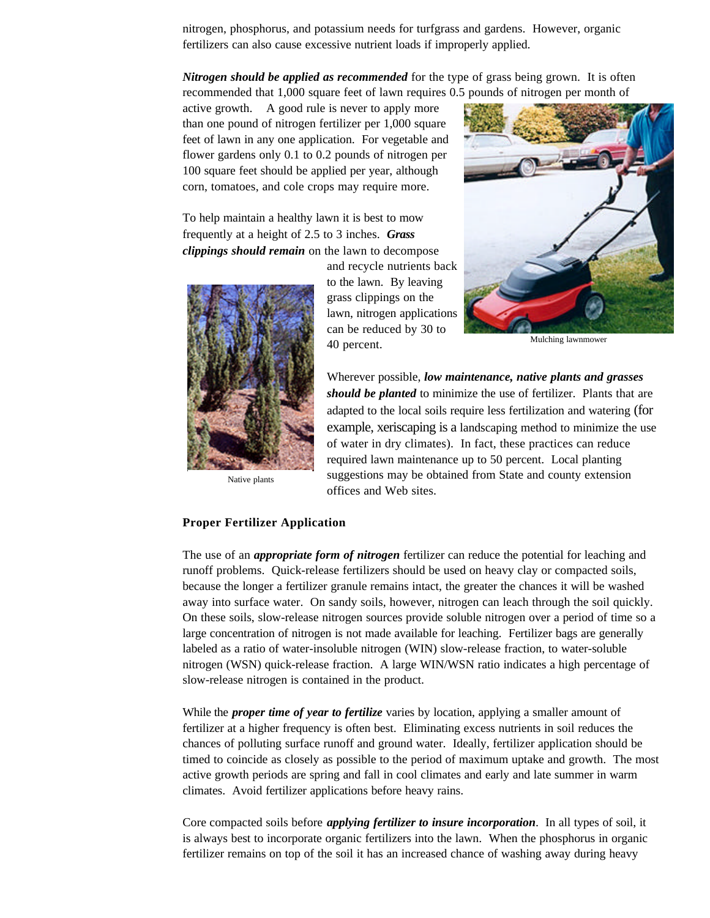nitrogen, phosphorus, and potassium needs for turfgrass and gardens. However, organic fertilizers can also cause excessive nutrient loads if improperly applied.

***Nitrogen should be applied as recommended*** for the type of grass being grown. It is often recommended that 1,000 square feet of lawn requires 0.5 pounds of nitrogen per month of active growth. A good rule is never to apply more than one pound of nitrogen fertilizer per 1,000 square feet of lawn in any one application. For vegetable and flower gardens only 0.1 to 0.2 pounds of nitrogen per 100 square feet should be applied per year, although corn, tomatoes, and cole crops may require more.

To help maintain a healthy lawn it is best to mow frequently at a height of 2.5 to 3 inches. ***Grass clippings should remain*** on the lawn to decompose and recycle nutrients back to the lawn. By leaving grass clippings on the lawn, nitrogen applications can be reduced by 30 to 40 percent.

Mulching lawnmower

Native plants

Wherever possible, ***low maintenance, native plants and grasses should be planted*** to minimize the use of fertilizer. Plants that are adapted to the local soils require less fertilization and watering (for example, xeriscaping is a landscaping method to minimize the use of water in dry climates). In fact, these practices can reduce required lawn maintenance up to 50 percent. Local planting suggestions may be obtained from State and county extension offices and Web sites.

**Proper Fertilizer Application**

The use of an ***appropriate form of nitrogen*** fertilizer can reduce the potential for leaching and runoff problems. Quick-release fertilizers should be used on heavy clay or compacted soils, because the longer a fertilizer granule remains intact, the greater the chances it will be washed away into surface water. On sandy soils, however, nitrogen can leach through the soil quickly. On these soils, slow-release nitrogen sources provide soluble nitrogen over a period of time so a large concentration of nitrogen is not made available for leaching. Fertilizer bags are generally labeled as a ratio of water-insoluble nitrogen (WIN) slow-release fraction, to water-soluble nitrogen (WSN) quick-release fraction. A large WIN/WSN ratio indicates a high percentage of slow-release nitrogen is contained in the product.

While the ***proper time of year to fertilize*** varies by location, applying a smaller amount of fertilizer at a higher frequency is often best. Eliminating excess nutrients in soil reduces the chances of polluting surface runoff and ground water. Ideally, fertilizer application should be timed to coincide as closely as possible to the period of maximum uptake and growth. The most active growth periods are spring and fall in cool climates and early and late summer in warm climates. Avoid fertilizer applications before heavy rains.

Core compacted soils before ***applying fertilizer to insure incorporation***. In all types of soil, it is always best to incorporate organic fertilizers into the lawn. When the phosphorus in organic fertilizer remains on top of the soil it has an increased chance of washing away during heavy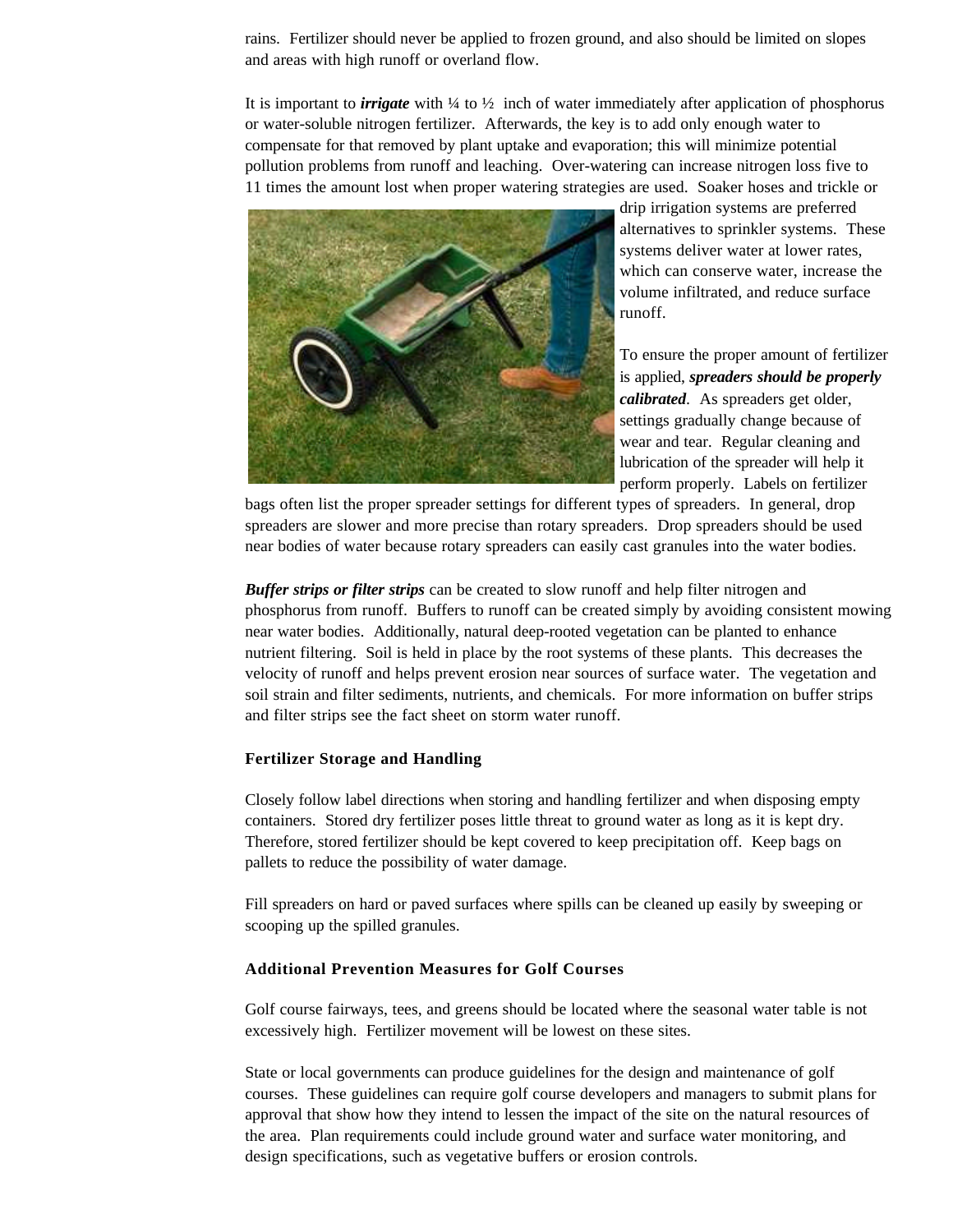rains. Fertilizer should never be applied to frozen ground, and also should be limited on slopes and areas with high runoff or overland flow.

It is important to ***irrigate*** with ¼ to ½ inch of water immediately after application of phosphorus or water-soluble nitrogen fertilizer. Afterwards, the key is to add only enough water to compensate for that removed by plant uptake and evaporation; this will minimize potential pollution problems from runoff and leaching. Over-watering can increase nitrogen loss five to 11 times the amount lost when proper watering strategies are used. Soaker hoses and trickle or drip irrigation systems are preferred alternatives to sprinkler systems. These systems deliver water at lower rates, which can conserve water, increase the volume infiltrated, and reduce surface runoff.

To ensure the proper amount of fertilizer is applied, ***spreaders should be properly calibrated***. As spreaders get older, settings gradually change because of wear and tear. Regular cleaning and lubrication of the spreader will help it perform properly. Labels on fertilizer bags often list the proper spreader settings for different types of spreaders. In general, drop spreaders are slower and more precise than rotary spreaders. Drop spreaders should be used near bodies of water because rotary spreaders can easily cast granules into the water bodies.

***Buffer strips or filter strips*** can be created to slow runoff and help filter nitrogen and phosphorus from runoff. Buffers to runoff can be created simply by avoiding consistent mowing near water bodies. Additionally, natural deep-rooted vegetation can be planted to enhance nutrient filtering. Soil is held in place by the root systems of these plants. This decreases the velocity of runoff and helps prevent erosion near sources of surface water. The vegetation and soil strain and filter sediments, nutrients, and chemicals. For more information on buffer strips and filter strips see the fact sheet on storm water runoff.

### Fertilizer Storage and Handling

Closely follow label directions when storing and handling fertilizer and when disposing empty containers. Stored dry fertilizer poses little threat to ground water as long as it is kept dry. Therefore, stored fertilizer should be kept covered to keep precipitation off. Keep bags on pallets to reduce the possibility of water damage.

Fill spreaders on hard or paved surfaces where spills can be cleaned up easily by sweeping or scooping up the spilled granules.

### Additional Prevention Measures for Golf Courses

Golf course fairways, tees, and greens should be located where the seasonal water table is not excessively high. Fertilizer movement will be lowest on these sites.

State or local governments can produce guidelines for the design and maintenance of golf courses. These guidelines can require golf course developers and managers to submit plans for approval that show how they intend to lessen the impact of the site on the natural resources of the area. Plan requirements could include ground water and surface water monitoring, and design specifications, such as vegetative buffers or erosion controls.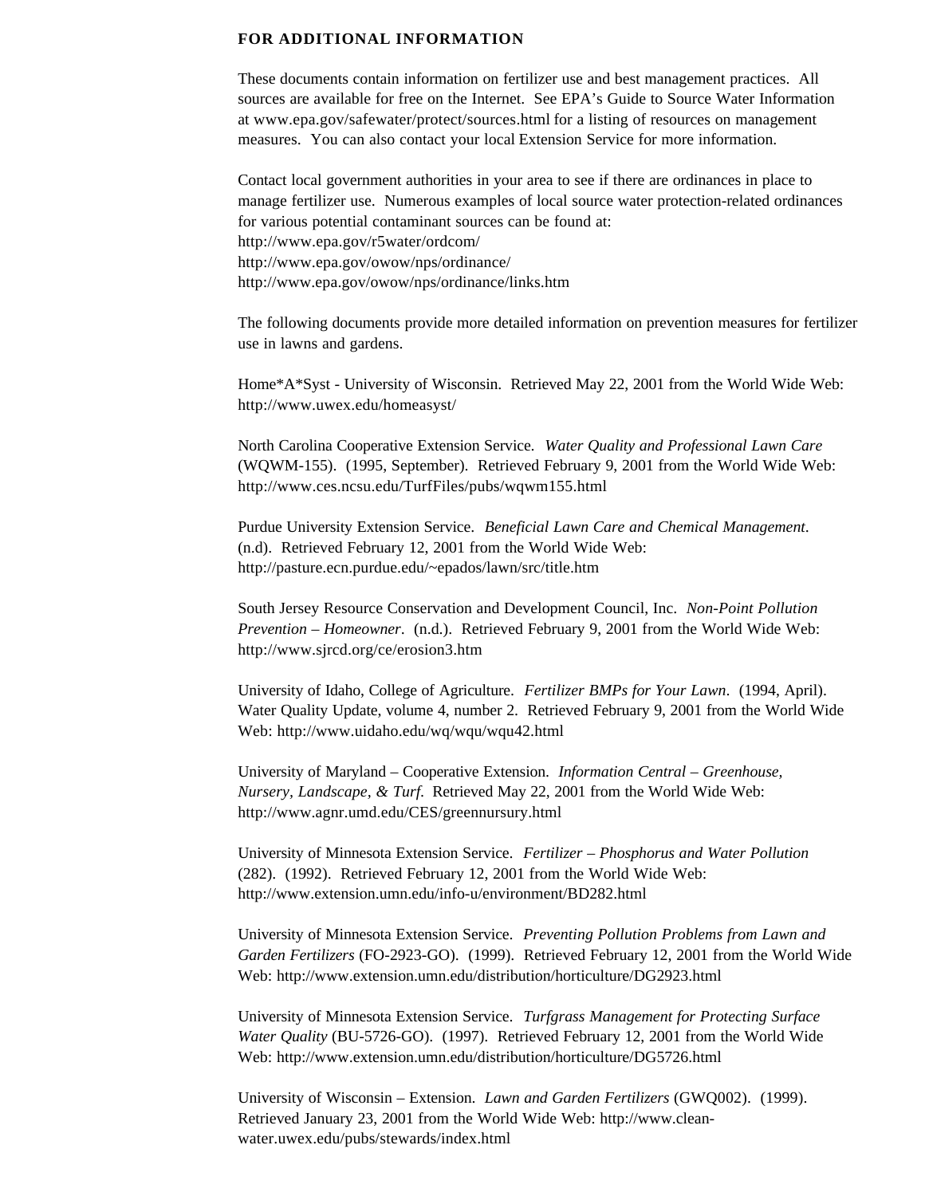## FOR ADDITIONAL INFORMATION

These documents contain information on fertilizer use and best management practices. All sources are available for free on the Internet. See EPA's Guide to Source Water Information at www.epa.gov/safewater/protect/sources.html for a listing of resources on management measures. You can also contact your local Extension Service for more information.

Contact local government authorities in your area to see if there are ordinances in place to manage fertilizer use. Numerous examples of local source water protection-related ordinances for various potential contaminant sources can be found at:
http://www.epa.gov/r5water/ordcom/
http://www.epa.gov/owow/nps/ordinance/
http://www.epa.gov/owow/nps/ordinance/links.htm

The following documents provide more detailed information on prevention measures for fertilizer use in lawns and gardens.

Home*A*Syst - University of Wisconsin. Retrieved May 22, 2001 from the World Wide Web: http://www.uwex.edu/homeasyst/

North Carolina Cooperative Extension Service. *Water Quality and Professional Lawn Care* (WQWM-155). (1995, September). Retrieved February 9, 2001 from the World Wide Web: http://www.ces.ncsu.edu/TurfFiles/pubs/wqwm155.html

Purdue University Extension Service. *Beneficial Lawn Care and Chemical Management*. (n.d). Retrieved February 12, 2001 from the World Wide Web: http://pasture.ecn.purdue.edu/~epados/lawn/src/title.htm

South Jersey Resource Conservation and Development Council, Inc. *Non-Point Pollution Prevention – Homeowner*. (n.d.). Retrieved February 9, 2001 from the World Wide Web: http://www.sjrcd.org/ce/erosion3.htm

University of Idaho, College of Agriculture. *Fertilizer BMPs for Your Lawn*. (1994, April). Water Quality Update, volume 4, number 2. Retrieved February 9, 2001 from the World Wide Web: http://www.uidaho.edu/wq/wqu/wqu42.html

University of Maryland – Cooperative Extension. *Information Central – Greenhouse, Nursery, Landscape, & Turf*. Retrieved May 22, 2001 from the World Wide Web: http://www.agnr.umd.edu/CES/greennursury.html

University of Minnesota Extension Service. *Fertilizer – Phosphorus and Water Pollution* (282). (1992). Retrieved February 12, 2001 from the World Wide Web: http://www.extension.umn.edu/info-u/environment/BD282.html

University of Minnesota Extension Service. *Preventing Pollution Problems from Lawn and Garden Fertilizers* (FO-2923-GO). (1999). Retrieved February 12, 2001 from the World Wide Web: http://www.extension.umn.edu/distribution/horticulture/DG2923.html

University of Minnesota Extension Service. *Turfgrass Management for Protecting Surface Water Quality* (BU-5726-GO). (1997). Retrieved February 12, 2001 from the World Wide Web: http://www.extension.umn.edu/distribution/horticulture/DG5726.html

University of Wisconsin – Extension. *Lawn and Garden Fertilizers* (GWQ002). (1999). Retrieved January 23, 2001 from the World Wide Web: http://www.clean-water.uwex.edu/pubs/stewards/index.html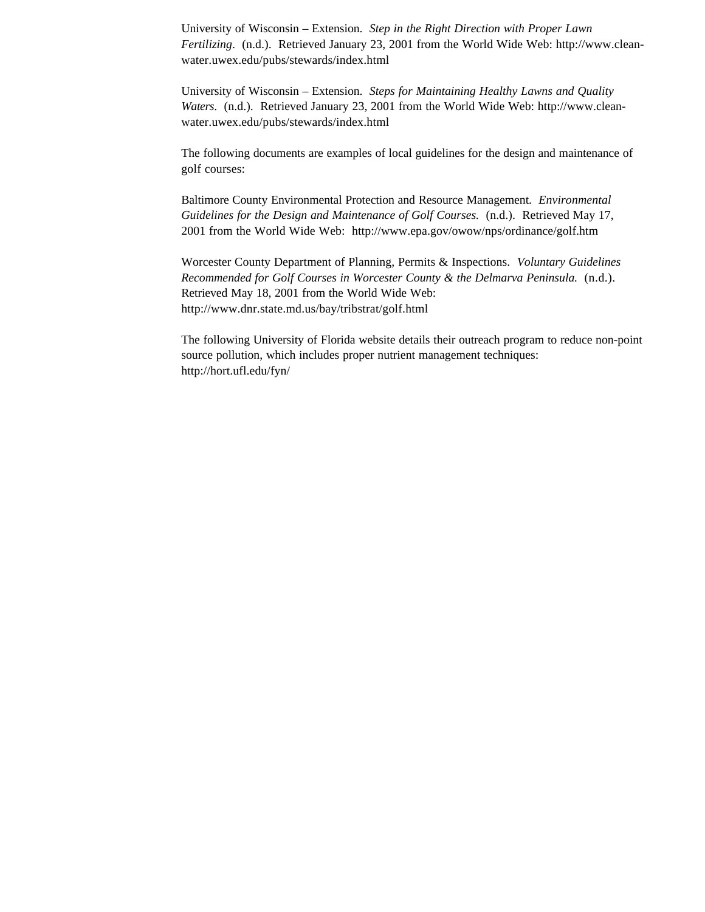University of Wisconsin – Extension. *Step in the Right Direction with Proper Lawn Fertilizing*. (n.d.). Retrieved January 23, 2001 from the World Wide Web: http://www.clean-water.uwex.edu/pubs/stewards/index.html

University of Wisconsin – Extension. *Steps for Maintaining Healthy Lawns and Quality Waters.* (n.d.). Retrieved January 23, 2001 from the World Wide Web: http://www.clean-water.uwex.edu/pubs/stewards/index.html

The following documents are examples of local guidelines for the design and maintenance of golf courses:

Baltimore County Environmental Protection and Resource Management. *Environmental Guidelines for the Design and Maintenance of Golf Courses.* (n.d.). Retrieved May 17, 2001 from the World Wide Web: http://www.epa.gov/owow/nps/ordinance/golf.htm

Worcester County Department of Planning, Permits & Inspections. *Voluntary Guidelines Recommended for Golf Courses in Worcester County & the Delmarva Peninsula.* (n.d.). Retrieved May 18, 2001 from the World Wide Web: http://www.dnr.state.md.us/bay/tribstrat/golf.html

The following University of Florida website details their outreach program to reduce non-point source pollution, which includes proper nutrient management techniques: http://hort.ufl.edu/fyn/